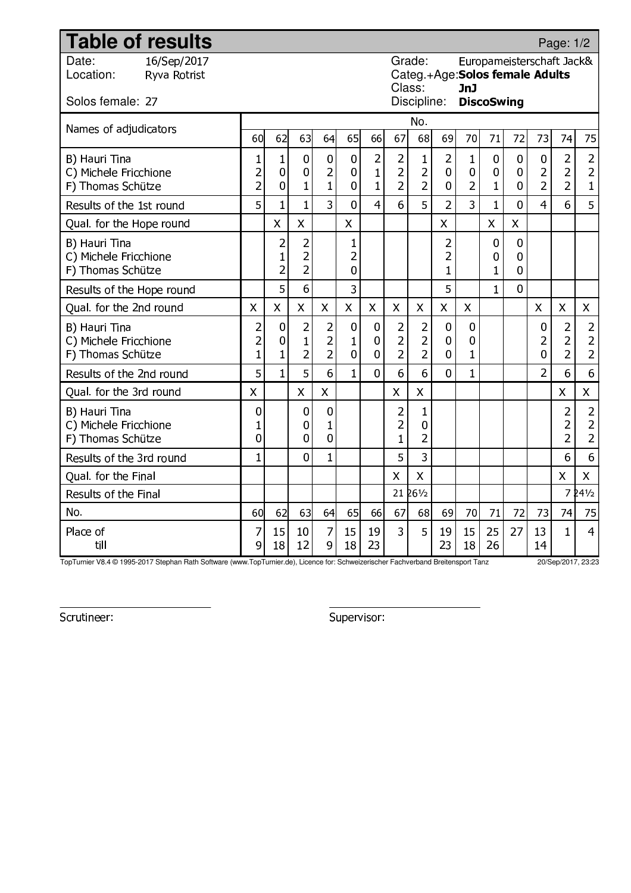# Table of results

| | |
|---|---|
| Date: | 16/Sep/2017 |
| Location: | Ryva Rotrist |
| Solos female: | 27 |
| Grade: | Europameisterschaft Jack& |
| Categ.+Age: | **Solos female Adults** |
| Class: | **JnJ** |
| Discipline: | **DiscoSwing** |

| Names of adjudicators | 60 | 62 | 63 | 64 | 65 | 66 | 67 | 68 | 69 | 70 | 71 | 72 | 73 | 74 | 75 |
|---|---|---|---|---|---|---|---|---|---|---|---|---|---|---|---|
| B) Hauri Tina | 1 | 1 | 0 | 0 | 0 | 2 | 2 | 1 | 2 | 1 | 0 | 0 | 0 | 2 | 2 |
| C) Michele Fricchione | 2 | 0 | 0 | 2 | 0 | 1 | 2 | 2 | 0 | 0 | 0 | 0 | 2 | 2 | 2 |
| F) Thomas Schütze | 2 | 0 | 1 | 1 | 0 | 1 | 2 | 2 | 0 | 2 | 1 | 0 | 2 | 2 | 1 |
| Results of the 1st round | 5 | 1 | 1 | 3 | 0 | 4 | 6 | 5 | 2 | 3 | 1 | 0 | 4 | 6 | 5 |
| Qual. for the Hope round | | X | X | | X | | | | X | | X | X | | | |
| B) Hauri Tina | | 2 | 2 | | 1 | | | | 2 | | 0 | 0 | | | |
| C) Michele Fricchione | | 1 | 2 | | 2 | | | | 2 | | 0 | 0 | | | |
| F) Thomas Schütze | | 2 | 2 | | 0 | | | | 1 | | 1 | 0 | | | |
| Results of the Hope round | | 5 | 6 | | 3 | | | | 5 | | 1 | 0 | | | |
| Qual. for the 2nd round | X | X | X | X | X | X | X | X | X | X | | | X | X | X |
| B) Hauri Tina | 2 | 0 | 2 | 2 | 0 | 0 | 2 | 2 | 0 | 0 | | | 0 | 2 | 2 |
| C) Michele Fricchione | 2 | 0 | 1 | 2 | 1 | 0 | 2 | 2 | 0 | 0 | | | 2 | 2 | 2 |
| F) Thomas Schütze | 1 | 1 | 2 | 2 | 0 | 0 | 2 | 2 | 0 | 1 | | | 0 | 2 | 2 |
| Results of the 2nd round | 5 | 1 | 5 | 6 | 1 | 0 | 6 | 6 | 0 | 1 | | | 2 | 6 | 6 |
| Qual. for the 3rd round | X | | X | X | | | X | X | | | | | | X | X |
| B) Hauri Tina | 0 | | 0 | 0 | | | 2 | 1 | | | | | | 2 | 2 |
| C) Michele Fricchione | 1 | | 0 | 1 | | | 2 | 0 | | | | | | 2 | 2 |
| F) Thomas Schütze | 0 | | 0 | 0 | | | 1 | 2 | | | | | | 2 | 2 |
| Results of the 3rd round | 1 | | 0 | 1 | | | 5 | 3 | | | | | | 6 | 6 |
| Qual. for the Final | | | | | | | X | X | | | | | | X | X |
| Results of the Final | | | | | | | 21 | 26½ | | | | | | 7 | 24½ |
| No. | 60 | 62 | 63 | 64 | 65 | 66 | 67 | 68 | 69 | 70 | 71 | 72 | 73 | 74 | 75 |
| Place of | 7 | 15 | 10 | 7 | 15 | 19 | 3 | 5 | 19 | 15 | 25 | 27 | 13 | 1 | 4 |
| till | 9 | 18 | 12 | 9 | 18 | 23 | | | 23 | 18 | 26 | | 14 | | |

TopTurnier V8.4 © 1995-2017 Stephan Rath Software (www.TopTurnier.de), Licence for: Schweizerischer Fachverband Breitensport Tanz — 20/Sep/2017, 23:23

Scrutineer: ____________________

Supervisor: ____________________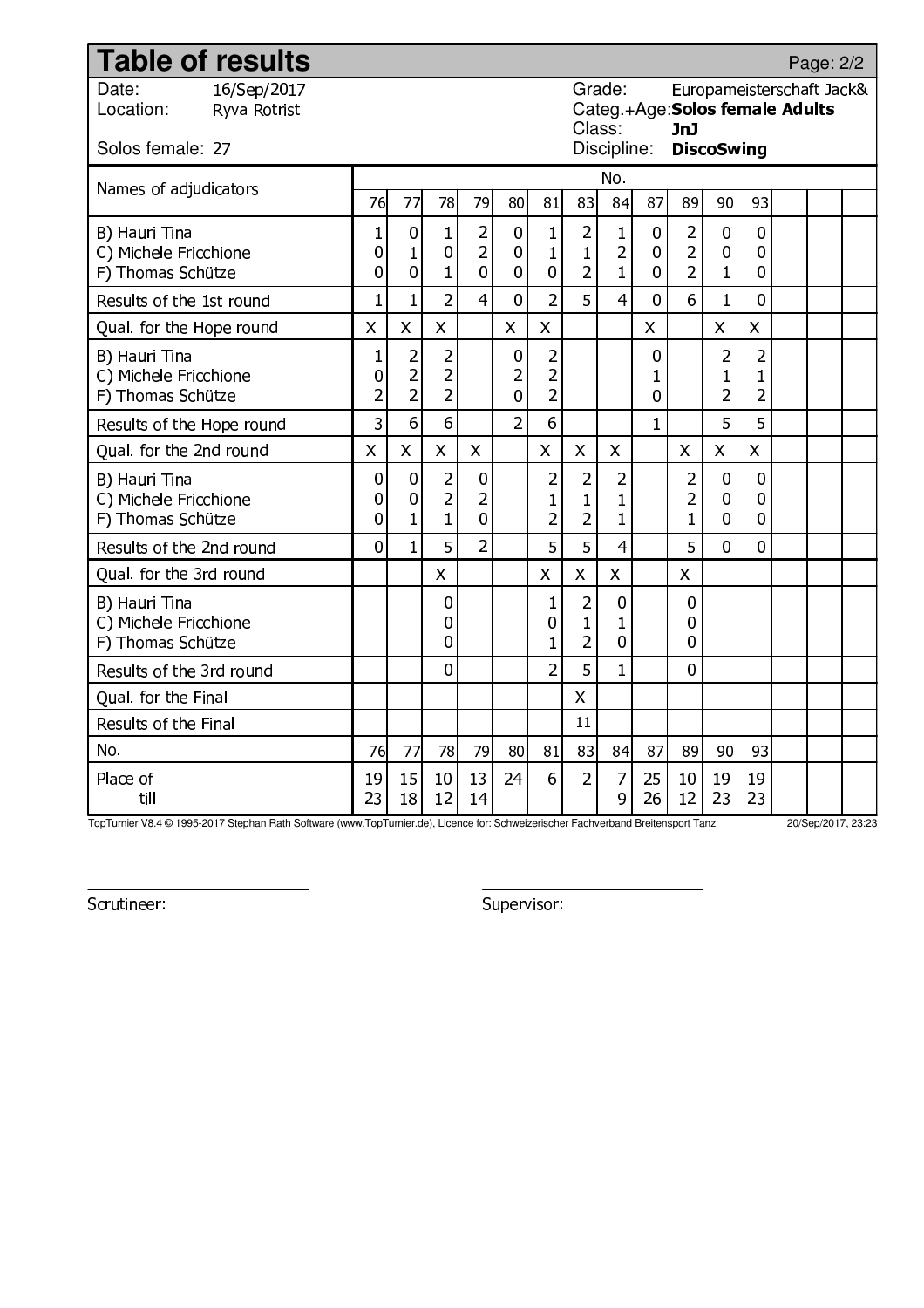# Table of results

| | |
|---|---|
| Date: | 16/Sep/2017 |
| Location: | Ryva Rotrist |
| Solos female: 27 | |
| Grade: | Europameisterschaft Jack& |
| Categ.+Age: | **Solos female Adults** |
| Class: | **JnJ** |
| Discipline: | **DiscoSwing** |

| Names of adjudicators | 76 | 77 | 78 | 79 | 80 | 81 | 83 | 84 | 87 | 89 | 90 | 93 | | | |
|---|---|---|---|---|---|---|---|---|---|---|---|---|---|---|---|
| B) Hauri Tina | 1 | 0 | 1 | 2 | 0 | 1 | 2 | 1 | 0 | 2 | 0 | 0 | | | |
| C) Michele Fricchione | 0 | 1 | 0 | 2 | 0 | 1 | 1 | 2 | 0 | 2 | 0 | 0 | | | |
| F) Thomas Schütze | 0 | 0 | 1 | 0 | 0 | 0 | 2 | 1 | 0 | 2 | 1 | 0 | | | |
| Results of the 1st round | 1 | 1 | 2 | 4 | 0 | 2 | 5 | 4 | 0 | 6 | 1 | 0 | | | |
| Qual. for the Hope round | X | X | X | | X | X | | | X | | X | X | | | |
| B) Hauri Tina | 1 | 2 | 2 | | 0 | 2 | | | 0 | | 2 | 2 | | | |
| C) Michele Fricchione | 0 | 2 | 2 | | 2 | 2 | | | 1 | | 1 | 1 | | | |
| F) Thomas Schütze | 2 | 2 | 2 | | 0 | 2 | | | 0 | | 2 | 2 | | | |
| Results of the Hope round | 3 | 6 | 6 | | 2 | 6 | | | 1 | | 5 | 5 | | | |
| Qual. for the 2nd round | X | X | X | X | | X | X | X | | X | X | X | | | |
| B) Hauri Tina | 0 | 0 | 2 | 0 | | 2 | 2 | 2 | | 2 | 0 | 0 | | | |
| C) Michele Fricchione | 0 | 0 | 2 | 2 | | 1 | 1 | 1 | | 2 | 0 | 0 | | | |
| F) Thomas Schütze | 0 | 1 | 1 | 0 | | 2 | 2 | 1 | | 1 | 0 | 0 | | | |
| Results of the 2nd round | 0 | 1 | 5 | 2 | | 5 | 5 | 4 | | 5 | 0 | 0 | | | |
| Qual. for the 3rd round | | | X | | | X | X | X | | X | | | | | |
| B) Hauri Tina | | | 0 | | | 1 | 2 | 0 | | 0 | | | | | |
| C) Michele Fricchione | | | 0 | | | 0 | 1 | 1 | | 0 | | | | | |
| F) Thomas Schütze | | | 0 | | | 1 | 2 | 0 | | 0 | | | | | |
| Results of the 3rd round | | | 0 | | | 2 | 5 | 1 | | 0 | | | | | |
| Qual. for the Final | | | | | | | X | | | | | | | | |
| Results of the Final | | | | | | | 11 | | | | | | | | |
| No. | 76 | 77 | 78 | 79 | 80 | 81 | 83 | 84 | 87 | 89 | 90 | 93 | | | |
| Place of | 19 | 15 | 10 | 13 | 24 | 6 | 2 | 7 | 25 | 10 | 19 | 19 | | | |
| till | 23 | 18 | 12 | 14 | | | | 9 | 26 | 12 | 23 | 23 | | | |

TopTurnier V8.4 © 1995-2017 Stephan Rath Software (www.TopTurnier.de), Licence for: Schweizerischer Fachverband Breitensport Tanz — 20/Sep/2017, 23:23

Scrutineer: ______________________

Supervisor: ______________________